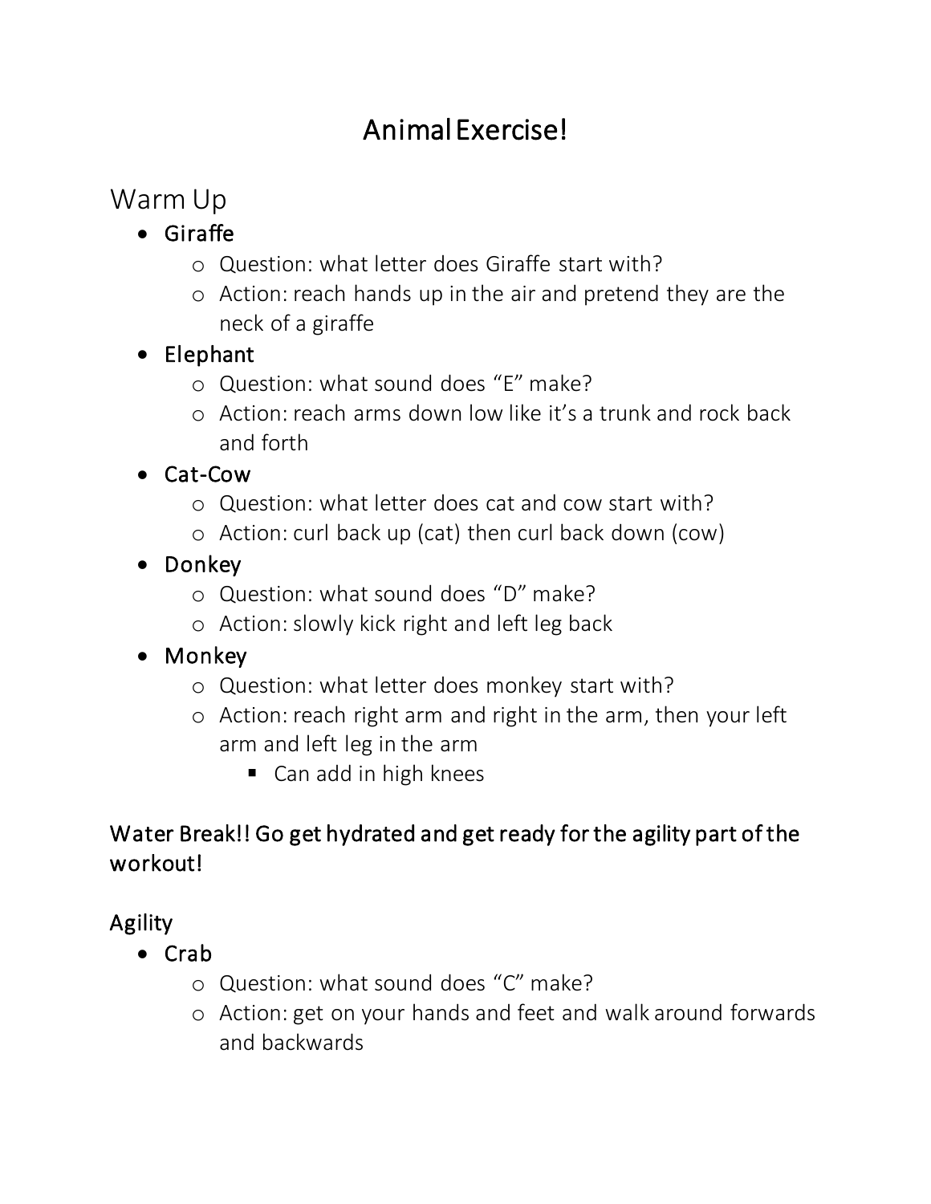# Animal Exercise!

## Warm Up

- Giraffe
  - Question: what letter does Giraffe start with?
  - Action: reach hands up in the air and pretend they are the neck of a giraffe
- Elephant
  - Question: what sound does "E" make?
  - Action: reach arms down low like it's a trunk and rock back and forth
- Cat-Cow
  - Question: what letter does cat and cow start with?
  - Action: curl back up (cat) then curl back down (cow)
- Donkey
  - Question: what sound does "D" make?
  - Action: slowly kick right and left leg back
- Monkey
  - Question: what letter does monkey start with?
  - Action: reach right arm and right in the arm, then your left arm and left leg in the arm
    - Can add in high knees

Water Break!! Go get hydrated and get ready for the agility part of the workout!

## Agility

- Crab
  - Question: what sound does "C" make?
  - Action: get on your hands and feet and walk around forwards and backwards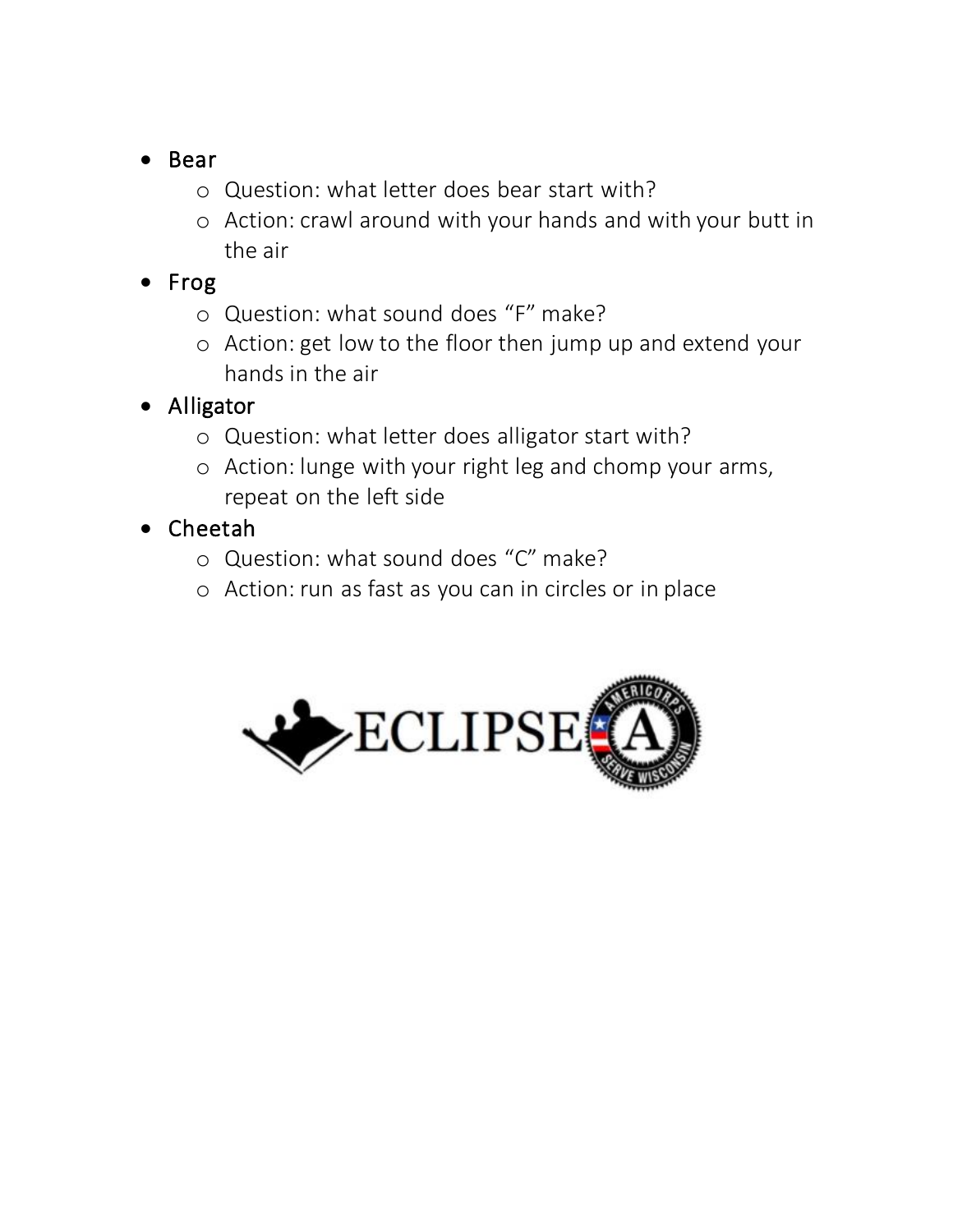- Bear
  - Question: what letter does bear start with?
  - Action: crawl around with your hands and with your butt in the air
- Frog
  - Question: what sound does "F" make?
  - Action: get low to the floor then jump up and extend your hands in the air
- Alligator
  - Question: what letter does alligator start with?
  - Action: lunge with your right leg and chomp your arms, repeat on the left side
- Cheetah
  - Question: what sound does "C" make?
  - Action: run as fast as you can in circles or in place